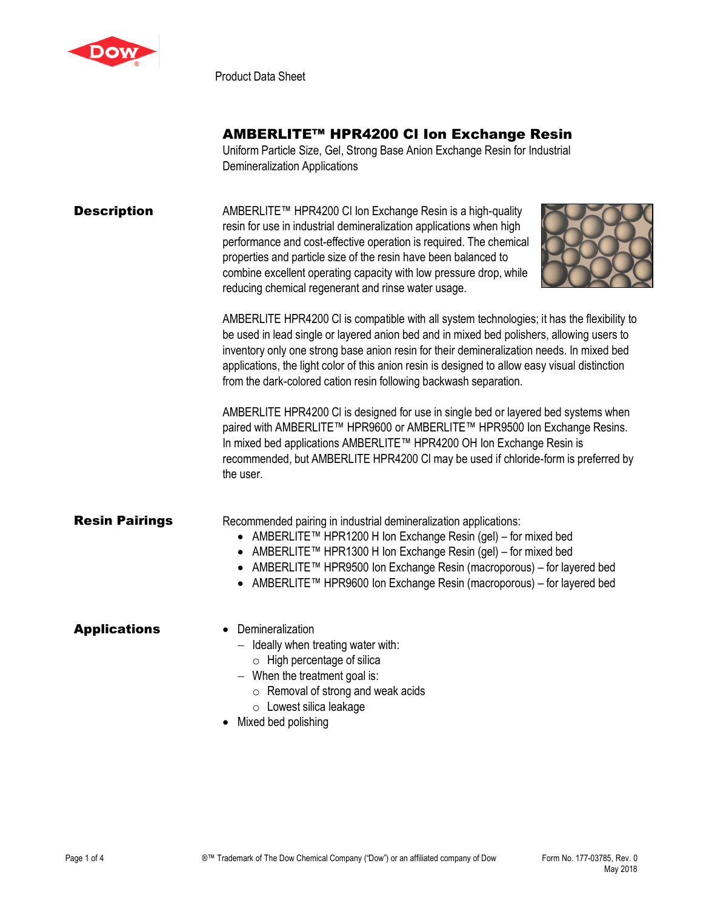Product Data Sheet

# AMBERLITE™ HPR4200 Cl Ion Exchange Resin

Uniform Particle Size, Gel, Strong Base Anion Exchange Resin for Industrial Demineralization Applications

## Description

AMBERLITE™ HPR4200 Cl Ion Exchange Resin is a high-quality resin for use in industrial demineralization applications when high performance and cost-effective operation is required. The chemical properties and particle size of the resin have been balanced to combine excellent operating capacity with low pressure drop, while reducing chemical regenerant and rinse water usage.

AMBERLITE HPR4200 Cl is compatible with all system technologies; it has the flexibility to be used in lead single or layered anion bed and in mixed bed polishers, allowing users to inventory only one strong base anion resin for their demineralization needs. In mixed bed applications, the light color of this anion resin is designed to allow easy visual distinction from the dark-colored cation resin following backwash separation.

AMBERLITE HPR4200 Cl is designed for use in single bed or layered bed systems when paired with AMBERLITE™ HPR9600 or AMBERLITE™ HPR9500 Ion Exchange Resins. In mixed bed applications AMBERLITE™ HPR4200 OH Ion Exchange Resin is recommended, but AMBERLITE HPR4200 Cl may be used if chloride-form is preferred by the user.

## Resin Pairings

Recommended pairing in industrial demineralization applications:

- AMBERLITE™ HPR1200 H Ion Exchange Resin (gel) – for mixed bed
- AMBERLITE™ HPR1300 H Ion Exchange Resin (gel) – for mixed bed
- AMBERLITE™ HPR9500 Ion Exchange Resin (macroporous) – for layered bed
- AMBERLITE™ HPR9600 Ion Exchange Resin (macroporous) – for layered bed

## Applications

- Demineralization
  - Ideally when treating water with:
    - High percentage of silica
  - When the treatment goal is:
    - Removal of strong and weak acids
    - Lowest silica leakage
- Mixed bed polishing

®™ Trademark of The Dow Chemical Company ("Dow") or an affiliated company of Dow

Form No. 177-03785, Rev. 0
May 2018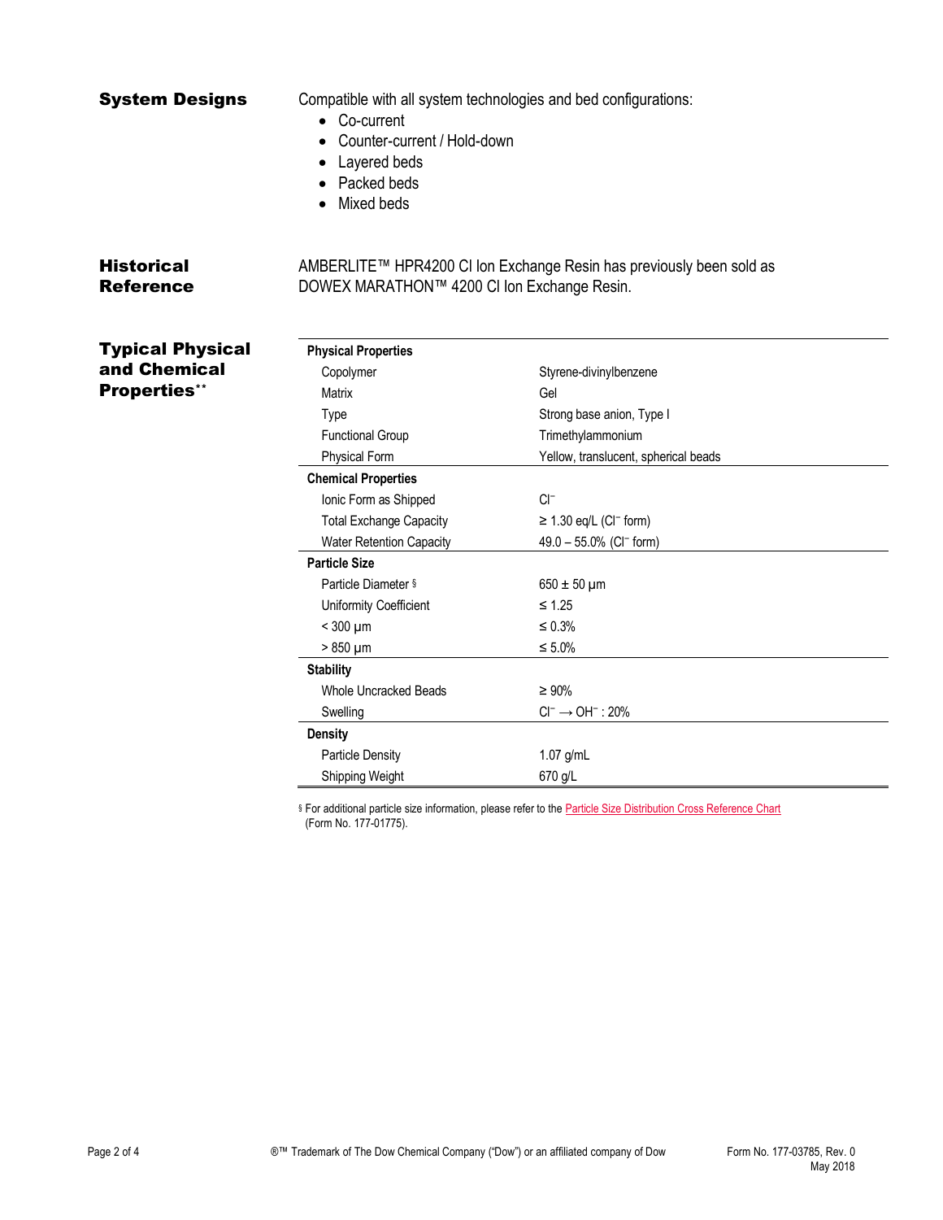## System Designs

Compatible with all system technologies and bed configurations:

- Co-current
- Counter-current / Hold-down
- Layered beds
- Packed beds
- Mixed beds

## Historical Reference

AMBERLITE™ HPR4200 Cl Ion Exchange Resin has previously been sold as DOWEX MARATHON™ 4200 Cl Ion Exchange Resin.

## Typical Physical and Chemical Properties**

| | |
|---|---|
| **Physical Properties** | |
| Copolymer | Styrene-divinylbenzene |
| Matrix | Gel |
| Type | Strong base anion, Type I |
| Functional Group | Trimethylammonium |
| Physical Form | Yellow, translucent, spherical beads |
| **Chemical Properties** | |
| Ionic Form as Shipped | $Cl^-$ |
| Total Exchange Capacity | ≥ 1.30 eq/L ($Cl^-$ form) |
| Water Retention Capacity | 49.0 – 55.0% ($Cl^-$ form) |
| **Particle Size** | |
| Particle Diameter § | 650 ± 50 µm |
| Uniformity Coefficient | ≤ 1.25 |
| < 300 µm | ≤ 0.3% |
| > 850 µm | ≤ 5.0% |
| **Stability** | |
| Whole Uncracked Beads | ≥ 90% |
| Swelling | $Cl^- \rightarrow OH^-$ : 20% |
| **Density** | |
| Particle Density | 1.07 g/mL |
| Shipping Weight | 670 g/L |

§ For additional particle size information, please refer to the Particle Size Distribution Cross Reference Chart (Form No. 177-01775).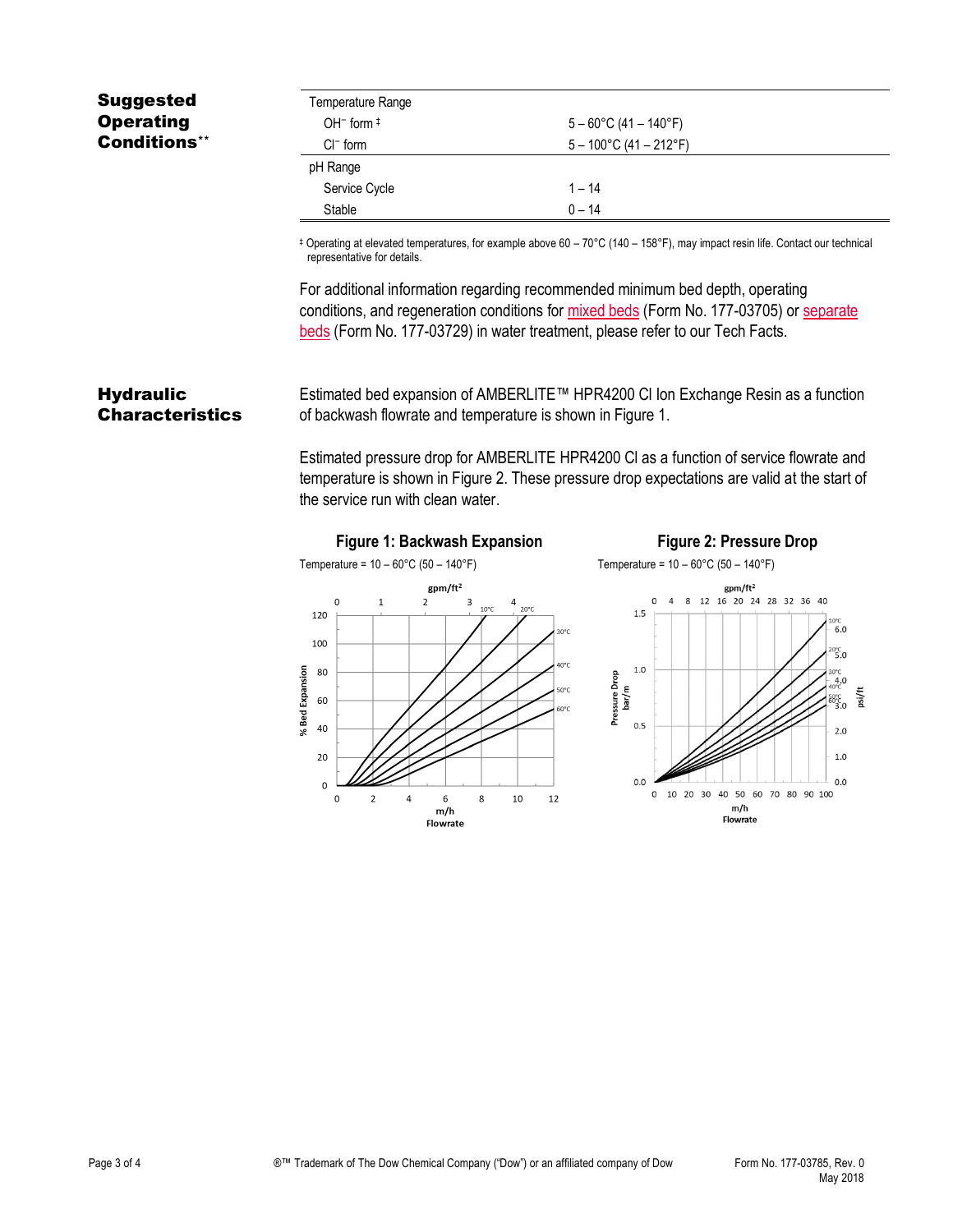## Suggested Operating Conditions**

| Temperature Range | |
|---|---|
| $OH^-$ form ‡ | 5 – 60°C (41 – 140°F) |
| $Cl^-$ form | 5 – 100°C (41 – 212°F) |
| pH Range | |
| Service Cycle | 1 – 14 |
| Stable | 0 – 14 |

‡ Operating at elevated temperatures, for example above 60 – 70°C (140 – 158°F), may impact resin life. Contact our technical representative for details.

For additional information regarding recommended minimum bed depth, operating conditions, and regeneration conditions for mixed beds (Form No. 177-03705) or separate beds (Form No. 177-03729) in water treatment, please refer to our Tech Facts.

## Hydraulic Characteristics

Estimated bed expansion of AMBERLITE™ HPR4200 Cl Ion Exchange Resin as a function of backwash flowrate and temperature is shown in Figure 1.

Estimated pressure drop for AMBERLITE HPR4200 Cl as a function of service flowrate and temperature is shown in Figure 2. These pressure drop expectations are valid at the start of the service run with clean water.

**Figure 1: Backwash Expansion**

Temperature = 10 – 60°C (50 – 140°F)

**Figure 2: Pressure Drop**

Temperature = 10 – 60°C (50 – 140°F)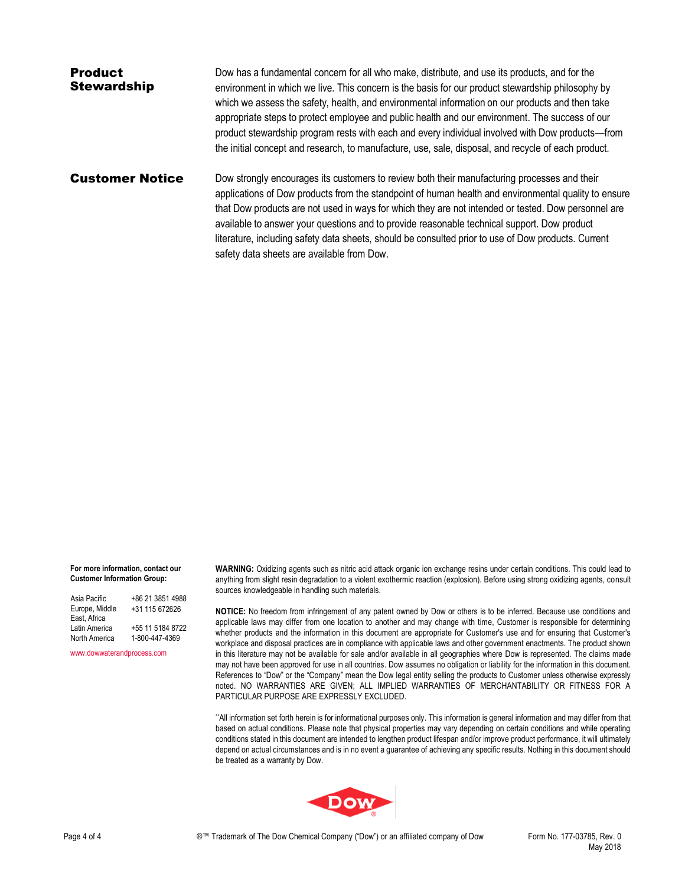## Product Stewardship

Dow has a fundamental concern for all who make, distribute, and use its products, and for the environment in which we live. This concern is the basis for our product stewardship philosophy by which we assess the safety, health, and environmental information on our products and then take appropriate steps to protect employee and public health and our environment. The success of our product stewardship program rests with each and every individual involved with Dow products—from the initial concept and research, to manufacture, use, sale, disposal, and recycle of each product.

## Customer Notice

Dow strongly encourages its customers to review both their manufacturing processes and their applications of Dow products from the standpoint of human health and environmental quality to ensure that Dow products are not used in ways for which they are not intended or tested. Dow personnel are available to answer your questions and to provide reasonable technical support. Dow product literature, including safety data sheets, should be consulted prior to use of Dow products. Current safety data sheets are available from Dow.

**For more information, contact our Customer Information Group:**

| | |
|---|---|
| Asia Pacific | +86 21 3851 4988 |
| Europe, Middle East, Africa | +31 115 672626 |
| Latin America | +55 11 5184 8722 |
| North America | 1-800-447-4369 |

www.dowwaterandprocess.com

**WARNING:** Oxidizing agents such as nitric acid attack organic ion exchange resins under certain conditions. This could lead to anything from slight resin degradation to a violent exothermic reaction (explosion). Before using strong oxidizing agents, consult sources knowledgeable in handling such materials.

**NOTICE:** No freedom from infringement of any patent owned by Dow or others is to be inferred. Because use conditions and applicable laws may differ from one location to another and may change with time, Customer is responsible for determining whether products and the information in this document are appropriate for Customer's use and for ensuring that Customer's workplace and disposal practices are in compliance with applicable laws and other government enactments. The product shown in this literature may not be available for sale and/or available in all geographies where Dow is represented. The claims made may not have been approved for use in all countries. Dow assumes no obligation or liability for the information in this document. References to "Dow" or the "Company" mean the Dow legal entity selling the products to Customer unless otherwise expressly noted. NO WARRANTIES ARE GIVEN; ALL IMPLIED WARRANTIES OF MERCHANTABILITY OR FITNESS FOR A PARTICULAR PURPOSE ARE EXPRESSLY EXCLUDED.

"All information set forth herein is for informational purposes only. This information is general information and may differ from that based on actual conditions. Please note that physical properties may vary depending on certain conditions and while operating conditions stated in this document are intended to lengthen product lifespan and/or improve product performance, it will ultimately depend on actual circumstances and is in no event a guarantee of achieving any specific results. Nothing in this document should be treated as a warranty by Dow.

®™ Trademark of The Dow Chemical Company ("Dow") or an affiliated company of Dow

Form No. 177-03785, Rev. 0
May 2018